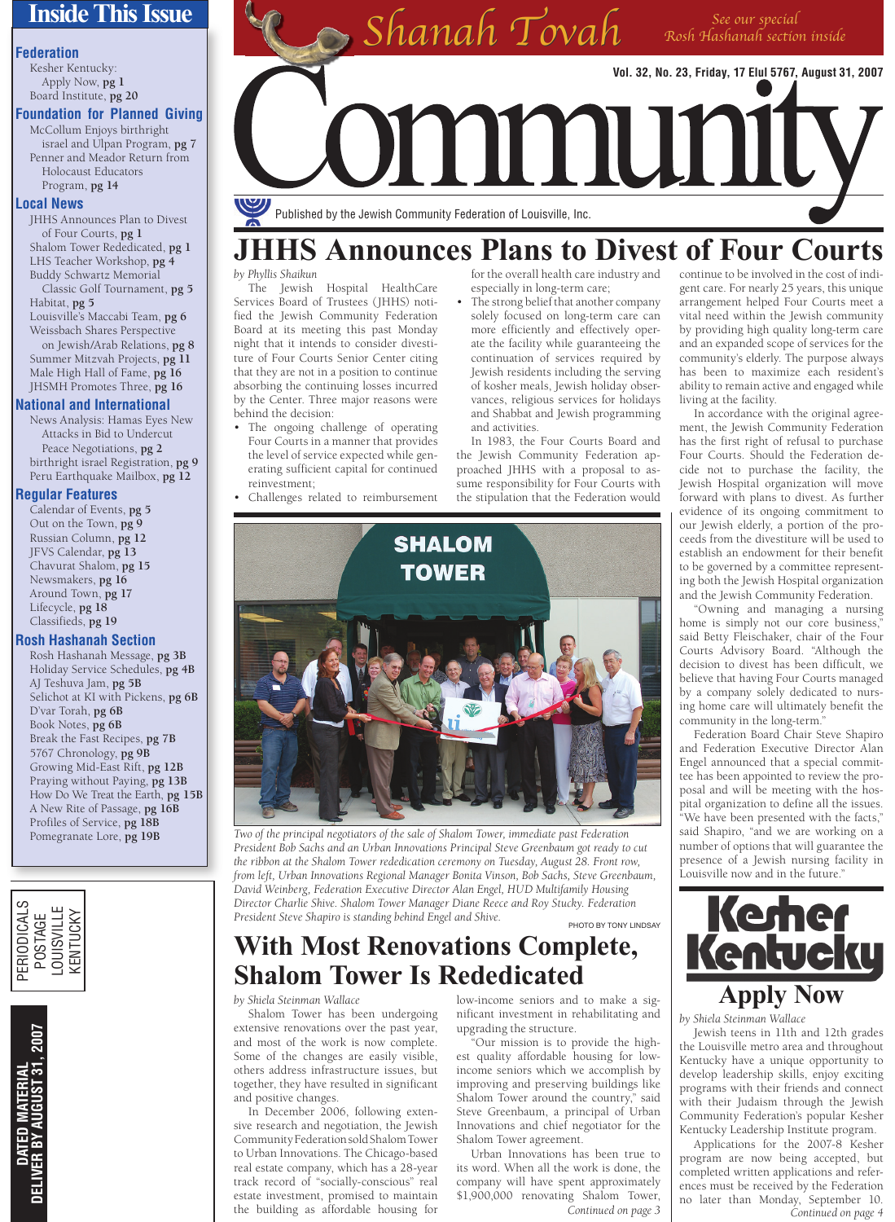# Inside This Issue

## Federation
Kesher Kentucky: Apply Now, **pg 1**
Board Institute, **pg 20**

## Foundation for Planned Giving
McCollum Enjoys birthright israel and Ulpan Program, **pg 7**
Penner and Meador Return from Holocaust Educators Program, **pg 14**

## Local News
JHHS Announces Plan to Divest of Four Courts, **pg 1**
Shalom Tower Rededicated, **pg 1**
LHS Teacher Workshop, **pg 4**
Buddy Schwartz Memorial Classic Golf Tournament, **pg 5**
Habitat, **pg 5**
Louisville's Maccabi Team, **pg 6**
Weissbach Shares Perspective on Jewish/Arab Relations, **pg 8**
Summer Mitzvah Projects, **pg 11**
Male High Hall of Fame, **pg 16**
JHSMH Promotes Three, **pg 16**

## National and International
News Analysis: Hamas Eyes New Attacks in Bid to Undercut Peace Negotiations, **pg 2**
birthright israel Registration, **pg 9**
Peru Earthquake Mailbox, **pg 12**

## Regular Features
Calendar of Events, **pg 5**
Out on the Town, **pg 9**
Russian Column, **pg 12**
JFVS Calendar, **pg 13**
Chavurat Shalom, **pg 15**
Newsmakers, **pg 16**
Around Town, **pg 17**
Lifecycle, **pg 18**
Classifieds, **pg 19**

## Rosh Hashanah Section
Rosh Hashanah Message, **pg 3B**
Holiday Service Schedules, **pg 4B**
AJ Teshuva Jam, **pg 5B**
Selichot at KI with Pickens, **pg 6B**
D'var Torah, **pg 6B**
Book Notes, **pg 6B**
Break the Fast Recipes, **pg 7B**
5767 Chronology, **pg 9B**
Growing Mid-East Rift, **pg 12B**
Praying without Paying, **pg 13B**
How Do We Treat the Earth, **pg 15B**
A New Rite of Passage, **pg 16B**
Profiles of Service, **pg 18B**
Pomegranate Lore, **pg 19B**

PERIODICALS POSTAGE LOUISVILLE KENTUCKY

DATED MATERIAL DELIVER BY AUGUST 31, 2007

*Shanah Tovah* — *See our special Rosh Hashanah section inside*

**Vol. 32, No. 23, Friday, 17 Elul 5767, August 31, 2007**

# Community

Published by the Jewish Community Federation of Louisville, Inc.

# JHHS Announces Plans to Divest of Four Courts

*by Phyllis Shaikun*

The Jewish Hospital HealthCare Services Board of Trustees (JHHS) notified the Jewish Community Federation Board at its meeting this past Monday night that it intends to consider divestiture of Four Courts Senior Center citing that they are not in a position to continue absorbing the continuing losses incurred by the Center. Three major reasons were behind the decision:

- The ongoing challenge of operating Four Courts in a manner that provides the level of service expected while generating sufficient capital for continued reinvestment;
- Challenges related to reimbursement for the overall health care industry and especially in long-term care;
- The strong belief that another company solely focused on long-term care can more efficiently and effectively operate the facility while guaranteeing the continuation of services required by Jewish residents including the serving of kosher meals, Jewish holiday observances, religious services for holidays and Shabbat and Jewish programming and activities.

In 1983, the Four Courts Board and the Jewish Community Federation approached JHHS with a proposal to assume responsibility for Four Courts with the stipulation that the Federation would continue to be involved in the cost of indigent care. For nearly 25 years, this unique arrangement helped Four Courts meet a vital need within the Jewish community by providing high quality long-term care and an expanded scope of services for the community's elderly. The purpose always has been to maximize each resident's ability to remain active and engaged while living at the facility.

In accordance with the original agreement, the Jewish Community Federation has the first right of refusal to purchase Four Courts. Should the Federation decide not to purchase the facility, the Jewish Hospital organization will move forward with plans to divest. As further evidence of its ongoing commitment to our Jewish elderly, a portion of the proceeds from the divestiture will be used to establish an endowment for their benefit to be governed by a committee representing both the Jewish Hospital organization and the Jewish Community Federation.

"Owning and managing a nursing home is simply not our core business," said Betty Fleischaker, chair of the Four Courts Advisory Board. "Although the decision to divest has been difficult, we believe that having Four Courts managed by a company solely dedicated to nursing home care will ultimately benefit the community in the long-term."

Federation Board Chair Steve Shapiro and Federation Executive Director Alan Engel announced that a special committee has been appointed to review the proposal and will be meeting with the hospital organization to define all the issues. "We have been presented with the facts," said Shapiro, "and we are working on a number of options that will guarantee the presence of a Jewish nursing facility in Louisville now and in the future."

*Two of the principal negotiators of the sale of Shalom Tower, immediate past Federation President Bob Sachs and an Urban Innovations Principal Steve Greenbaum got ready to cut the ribbon at the Shalom Tower rededication ceremony on Tuesday, August 28. Front row, from left, Urban Innovations Regional Manager Bonita Vinson, Bob Sachs, Steve Greenbaum, David Weinberg, Federation Executive Director Alan Engel, HUD Multifamily Housing Director Charlie Shive. Shalom Tower Manager Diane Reece and Roy Stucky. Federation President Steve Shapiro is standing behind Engel and Shive.*

PHOTO BY TONY LINDSAY

# With Most Renovations Complete, Shalom Tower Is Rededicated

*by Shiela Steinman Wallace*

Shalom Tower has been undergoing extensive renovations over the past year, and most of the work is now complete. Some of the changes are easily visible, others address infrastructure issues, but together, they have resulted in significant and positive changes.

In December 2006, following extensive research and negotiation, the Jewish Community Federation sold Shalom Tower to Urban Innovations. The Chicago-based real estate company, which has a 28-year track record of "socially-conscious" real estate investment, promised to maintain the building as affordable housing for low-income seniors and to make a significant investment in rehabilitating and upgrading the structure.

"Our mission is to provide the highest quality affordable housing for low-income seniors which we accomplish by improving and preserving buildings like Shalom Tower around the country," said Steve Greenbaum, a principal of Urban Innovations and chief negotiator for the Shalom Tower agreement.

Urban Innovations has been true to its word. When all the work is done, the company will have spent approximately $1,900,000 renovating Shalom Tower,

*Continued on page 3*

# Kesher Kentucky

## Apply Now

*by Shiela Steinman Wallace*

Jewish teens in 11th and 12th grades the Louisville metro area and throughout Kentucky have a unique opportunity to develop leadership skills, enjoy exciting programs with their friends and connect with their Judaism through the Jewish Community Federation's popular Kesher Kentucky Leadership Institute program.

Applications for the 2007-8 Kesher program are now being accepted, but completed written applications and references must be received by the Federation no later than Monday, September 10.

*Continued on page 4*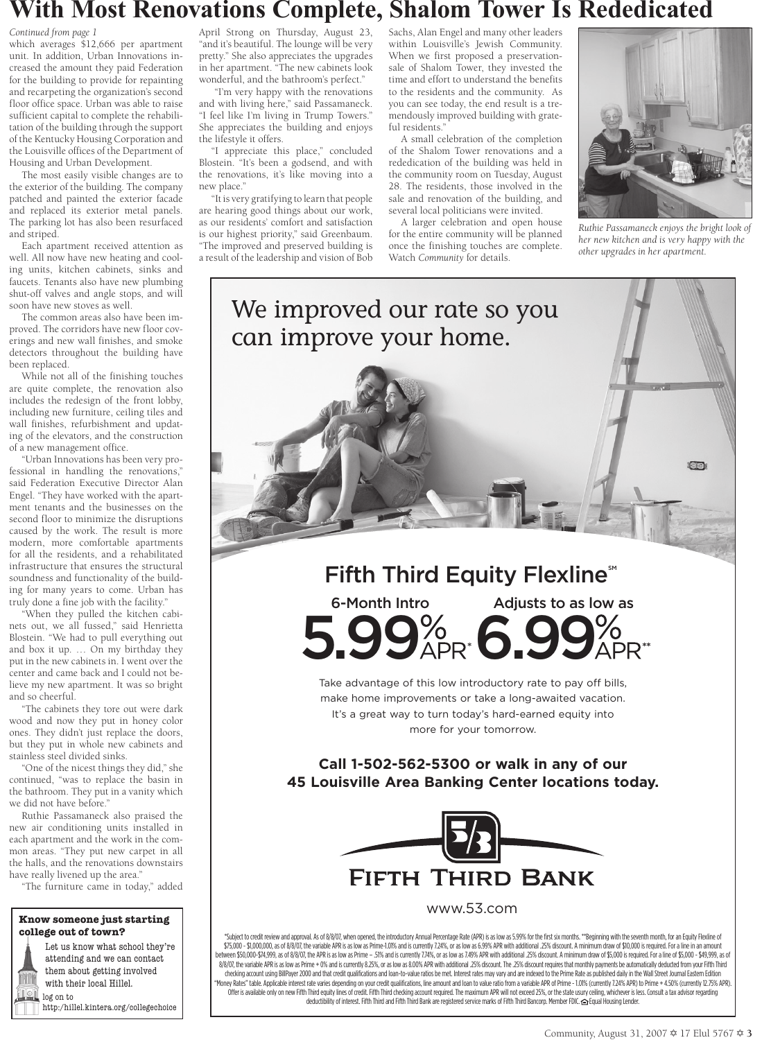# With Most Renovations Complete, Shalom Tower Is Rededicated

*Continued from page 1*

which averages $12,666 per apartment unit. In addition, Urban Innovations increased the amount they paid Federation for the building to provide for repainting and recarpeting the organization's second floor office space. Urban was able to raise sufficient capital to complete the rehabilitation of the building through the support of the Kentucky Housing Corporation and the Louisville offices of the Department of Housing and Urban Development.

The most easily visible changes are to the exterior of the building. The company patched and painted the exterior facade and replaced its exterior metal panels. The parking lot has also been resurfaced and striped.

Each apartment received attention as well. All now have new heating and cooling units, kitchen cabinets, sinks and faucets. Tenants also have new plumbing shut-off valves and angle stops, and will soon have new stoves as well.

The common areas also have been improved. The corridors have new floor coverings and new wall finishes, and smoke detectors throughout the building have been replaced.

While not all of the finishing touches are quite complete, the renovation also includes the redesign of the front lobby, including new furniture, ceiling tiles and wall finishes, refurbishment and updating of the elevators, and the construction of a new management office.

"Urban Innovations has been very professional in handling the renovations," said Federation Executive Director Alan Engel. "They have worked with the apartment tenants and the businesses on the second floor to minimize the disruptions caused by the work. The result is more modern, more comfortable apartments for all the residents, and a rehabilitated infrastructure that ensures the structural soundness and functionality of the building for many years to come. Urban has truly done a fine job with the facility."

"When they pulled the kitchen cabinets out, we all fussed," said Henrietta Blostein. "We had to pull everything out and box it up. … On my birthday they put in the new cabinets in. I went over the center and came back and I could not believe my new apartment. It was so bright and so cheerful.

"The cabinets they tore out were dark wood and now they put in honey color ones. They didn't just replace the doors, but they put in whole new cabinets and stainless steel divided sinks.

"One of the nicest things they did," she continued, "was to replace the basin in the bathroom. They put in a vanity which we did not have before."

Ruthie Passamaneck also praised the new air conditioning units installed in each apartment and the work in the common areas. "They put new carpet in all the halls, and the renovations downstairs have really livened up the area."

"The furniture came in today," added April Strong on Thursday, August 23, "and it's beautiful. The lounge will be very pretty." She also appreciates the upgrades in her apartment. "The new cabinets look wonderful, and the bathroom's perfect."

"I'm very happy with the renovations and with living here," said Passamaneck. "I feel like I'm living in Trump Towers." She appreciates the building and enjoys the lifestyle it offers.

"I appreciate this place," concluded Blostein. "It's been a godsend, and with the renovations, it's like moving into a new place."

"It is very gratifying to learn that people are hearing good things about our work, as our residents' comfort and satisfaction is our highest priority," said Greenbaum. "The improved and preserved building is a result of the leadership and vision of Bob Sachs, Alan Engel and many other leaders within Louisville's Jewish Community. When we first proposed a preservation-sale of Shalom Tower, they invested the time and effort to understand the benefits to the residents and the community. As you can see today, the end result is a tremendously improved building with grateful residents."

A small celebration of the completion of the Shalom Tower renovations and a rededication of the building was held in the community room on Tuesday, August 28. The residents, those involved in the sale and renovation of the building, and several local politicians were invited.

A larger celebration and open house for the entire community will be planned once the finishing touches are complete. Watch *Community* for details.

*Ruthie Passamaneck enjoys the bright look of her new kitchen and is very happy with the other upgrades in her apartment.*

**Know someone just starting college out of town?**

Let us know what school they're attending and we can contact them about getting involved with their local Hillel.

log on to http://hillel.kintera.org/collegechoice

We improved our rate so you can improve your home.

## Fifth Third Equity Flexline℠

6-Month Intro **5.99% APR***

Adjusts to as low as **6.99% APR****

Take advantage of this low introductory rate to pay off bills, make home improvements or take a long-awaited vacation. It's a great way to turn today's hard-earned equity into more for your tomorrow.

**Call 1-502-562-5300 or walk in any of our 45 Louisville Area Banking Center locations today.**

Fifth Third Bank

www.53.com

*Subject to credit review and approval. As of 8/8/07, when opened, the introductory Annual Percentage Rate (APR) is as low as 5.99% for the first six months. **Beginning with the seventh month, for an Equity Flexline of $75,000 - $1,000,000, as of 8/8/07, the variable APR is as low as Prime-1.01% and is currently 7.24%, or as low as 6.99% APR with additional .25% discount. A minimum draw of $10,000 is required. For a line in an amount between $50,000-$74,999, as of 8/8/07, the APR is as low as Prime – .51% and is currently 7.74%, or as low as 7.49% APR with additional .25% discount. A minimum draw of $5,000 is required. For a line of $5,000 - $49,999, as of 8/8/07, the variable APR is as low as Prime + 0% and is currently 8.25%, or as low as 8.00% APR with additional .25% discount. The .25% discount requires that monthly payments be automatically deducted from your Fifth Third checking account using BillPayer 2000 and that credit qualifications and loan-to-value ratios be met. Interest rates may vary and are indexed to the Prime Rate as published daily in the Wall Street Journal Eastern Edition "Money Rates" table. Applicable interest rate varies depending on your credit qualifications, line amount and loan to value ratio from a variable APR of Prime - 1.01% (currently 7.24% APR) to Prime + 4.50% (currently 12.75% APR). Offer is available only on new Fifth Third equity lines of credit. Fifth Third checking account required. The maximum APR will not exceed 25%, or the state usury ceiling, whichever is less. Consult a tax advisor regarding deductibility of interest. Fifth Third and Fifth Third Bank are registered service marks of Fifth Third Bancorp. Member FDIC. Equal Housing Lender.